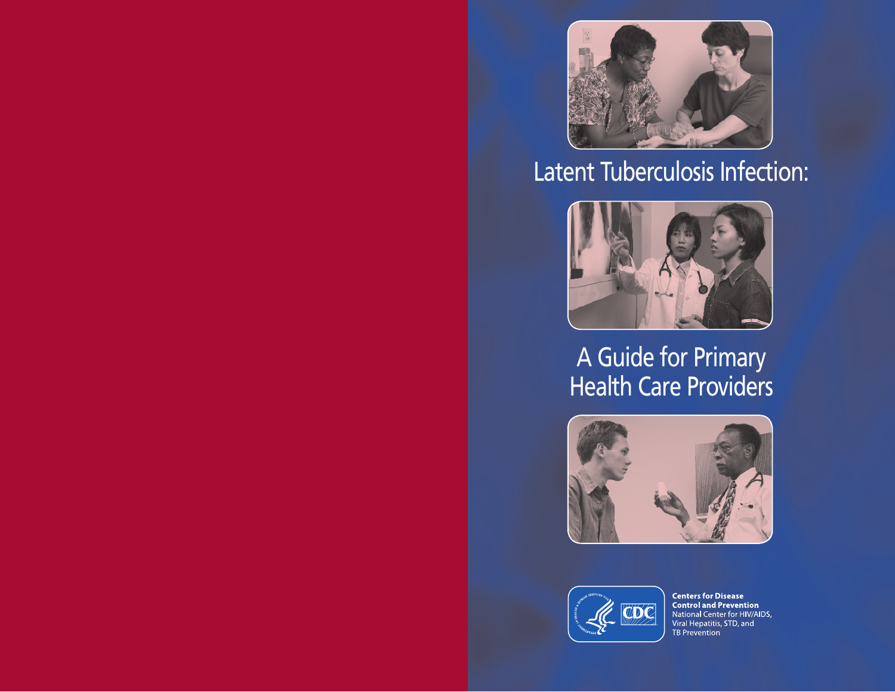# Latent Tuberculosis Infection:

# A Guide for Primary Health Care Providers

**Centers for Disease Control and Prevention**
National Center for HIV/AIDS, Viral Hepatitis, STD, and TB Prevention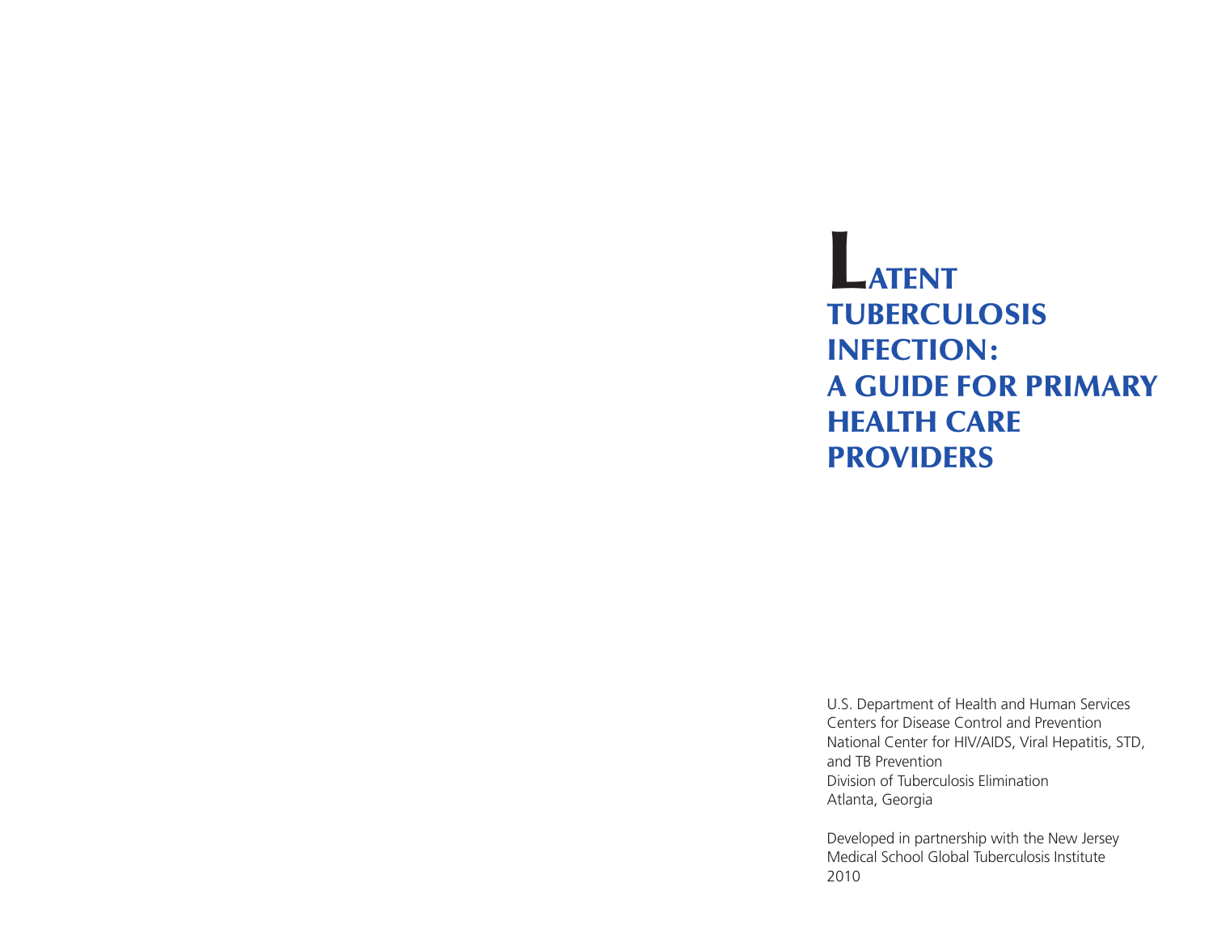# LATENT TUBERCULOSIS INFECTION: A GUIDE FOR PRIMARY HEALTH CARE PROVIDERS

U.S. Department of Health and Human Services
Centers for Disease Control and Prevention
National Center for HIV/AIDS, Viral Hepatitis, STD, and TB Prevention
Division of Tuberculosis Elimination
Atlanta, Georgia

Developed in partnership with the New Jersey Medical School Global Tuberculosis Institute
2010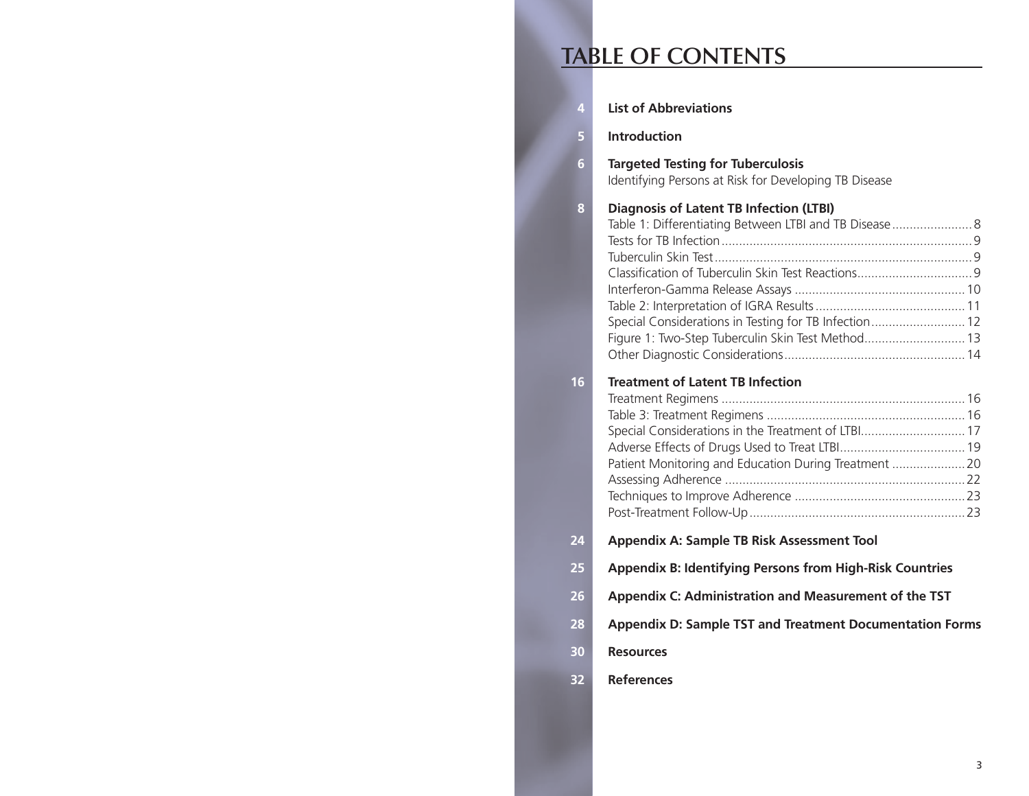# TABLE OF CONTENTS

**4** **List of Abbreviations**

**5** **Introduction**

**6** **Targeted Testing for Tuberculosis**
Identifying Persons at Risk for Developing TB Disease

**8** **Diagnosis of Latent TB Infection (LTBI)**
- Table 1: Differentiating Between LTBI and TB Disease ....... 8
- Tests for TB Infection ....... 9
- Tuberculin Skin Test ....... 9
- Classification of Tuberculin Skin Test Reactions ....... 9
- Interferon-Gamma Release Assays ....... 10
- Table 2: Interpretation of IGRA Results ....... 11
- Special Considerations in Testing for TB Infection ....... 12
- Figure 1: Two-Step Tuberculin Skin Test Method ....... 13
- Other Diagnostic Considerations ....... 14

**16** **Treatment of Latent TB Infection**
- Treatment Regimens ....... 16
- Table 3: Treatment Regimens ....... 16
- Special Considerations in the Treatment of LTBI ....... 17
- Adverse Effects of Drugs Used to Treat LTBI ....... 19
- Patient Monitoring and Education During Treatment ....... 20
- Assessing Adherence ....... 22
- Techniques to Improve Adherence ....... 23
- Post-Treatment Follow-Up ....... 23

**24** **Appendix A: Sample TB Risk Assessment Tool**

**25** **Appendix B: Identifying Persons from High-Risk Countries**

**26** **Appendix C: Administration and Measurement of the TST**

**28** **Appendix D: Sample TST and Treatment Documentation Forms**

**30** **Resources**

**32** **References**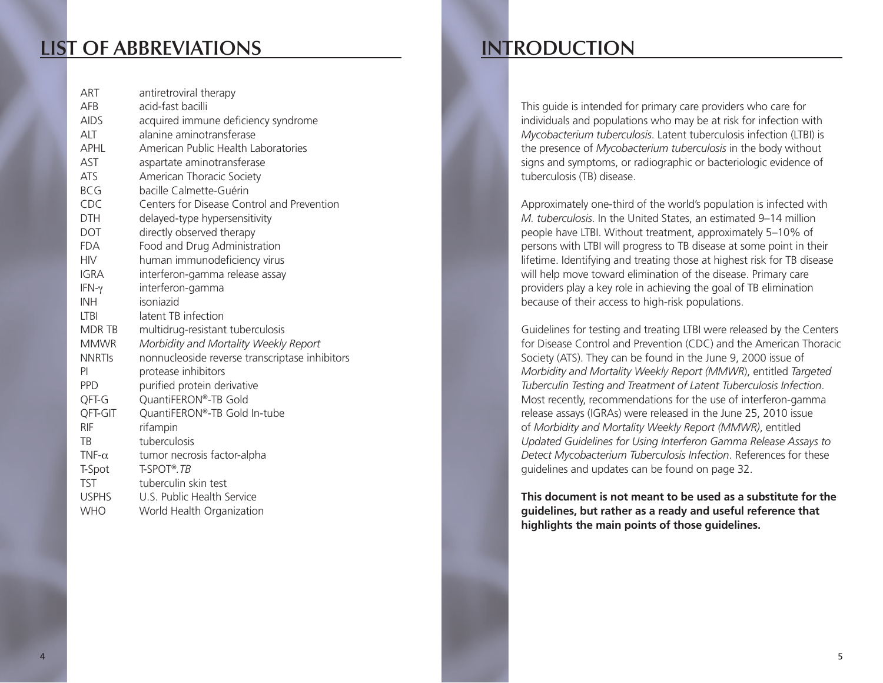# LIST OF ABBREVIATIONS

| | |
|---|---|
| ART | antiretroviral therapy |
| AFB | acid-fast bacilli |
| AIDS | acquired immune deficiency syndrome |
| ALT | alanine aminotransferase |
| APHL | American Public Health Laboratories |
| AST | aspartate aminotransferase |
| ATS | American Thoracic Society |
| BCG | bacille Calmette-Guérin |
| CDC | Centers for Disease Control and Prevention |
| DTH | delayed-type hypersensitivity |
| DOT | directly observed therapy |
| FDA | Food and Drug Administration |
| HIV | human immunodeficiency virus |
| IGRA | interferon-gamma release assay |
| IFN-$\gamma$ | interferon-gamma |
| INH | isoniazid |
| LTBI | latent TB infection |
| MDR TB | multidrug-resistant tuberculosis |
| MMWR | *Morbidity and Mortality Weekly Report* |
| NNRTIs | nonnucleoside reverse transcriptase inhibitors |
| PI | protease inhibitors |
| PPD | purified protein derivative |
| QFT-G | QuantiFERON®-TB Gold |
| QFT-GIT | QuantiFERON®-TB Gold In-tube |
| RIF | rifampin |
| TB | tuberculosis |
| TNF-$\alpha$ | tumor necrosis factor-alpha |
| T-Spot | T-SPOT®.*TB* |
| TST | tuberculin skin test |
| USPHS | U.S. Public Health Service |
| WHO | World Health Organization |

# INTRODUCTION

This guide is intended for primary care providers who care for individuals and populations who may be at risk for infection with *Mycobacterium tuberculosis*. Latent tuberculosis infection (LTBI) is the presence of *Mycobacterium tuberculosis* in the body without signs and symptoms, or radiographic or bacteriologic evidence of tuberculosis (TB) disease.

Approximately one-third of the world's population is infected with *M. tuberculosis*. In the United States, an estimated 9–14 million people have LTBI. Without treatment, approximately 5–10% of persons with LTBI will progress to TB disease at some point in their lifetime. Identifying and treating those at highest risk for TB disease will help move toward elimination of the disease. Primary care providers play a key role in achieving the goal of TB elimination because of their access to high-risk populations.

Guidelines for testing and treating LTBI were released by the Centers for Disease Control and Prevention (CDC) and the American Thoracic Society (ATS). They can be found in the June 9, 2000 issue of *Morbidity and Mortality Weekly Report (MMWR*), entitled *Targeted Tuberculin Testing and Treatment of Latent Tuberculosis Infection*. Most recently, recommendations for the use of interferon-gamma release assays (IGRAs) were released in the June 25, 2010 issue of *Morbidity and Mortality Weekly Report (MMWR)*, entitled *Updated Guidelines for Using Interferon Gamma Release Assays to Detect Mycobacterium Tuberculosis Infection*. References for these guidelines and updates can be found on page 32.

**This document is not meant to be used as a substitute for the guidelines, but rather as a ready and useful reference that highlights the main points of those guidelines.**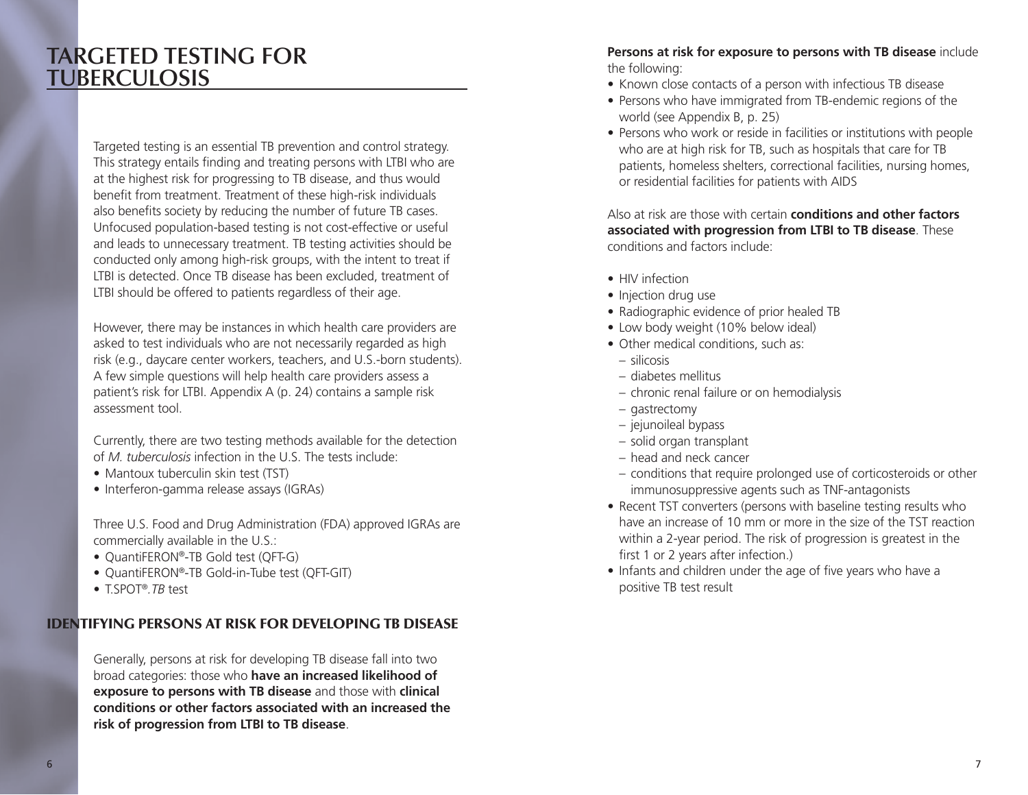# TARGETED TESTING FOR TUBERCULOSIS

Targeted testing is an essential TB prevention and control strategy. This strategy entails finding and treating persons with LTBI who are at the highest risk for progressing to TB disease, and thus would benefit from treatment. Treatment of these high-risk individuals also benefits society by reducing the number of future TB cases. Unfocused population-based testing is not cost-effective or useful and leads to unnecessary treatment. TB testing activities should be conducted only among high-risk groups, with the intent to treat if LTBI is detected. Once TB disease has been excluded, treatment of LTBI should be offered to patients regardless of their age.

However, there may be instances in which health care providers are asked to test individuals who are not necessarily regarded as high risk (e.g., daycare center workers, teachers, and U.S.-born students). A few simple questions will help health care providers assess a patient's risk for LTBI. Appendix A (p. 24) contains a sample risk assessment tool.

Currently, there are two testing methods available for the detection of *M. tuberculosis* infection in the U.S. The tests include:

- Mantoux tuberculin skin test (TST)
- Interferon-gamma release assays (IGRAs)

Three U.S. Food and Drug Administration (FDA) approved IGRAs are commercially available in the U.S.:

- QuantiFERON®-TB Gold test (QFT-G)
- QuantiFERON®-TB Gold-in-Tube test (QFT-GIT)
- T.SPOT®.*TB* test

## IDENTIFYING PERSONS AT RISK FOR DEVELOPING TB DISEASE

Generally, persons at risk for developing TB disease fall into two broad categories: those who **have an increased likelihood of exposure to persons with TB disease** and those with **clinical conditions or other factors associated with an increased the risk of progression from LTBI to TB disease**.

**Persons at risk for exposure to persons with TB disease** include the following:

- Known close contacts of a person with infectious TB disease
- Persons who have immigrated from TB-endemic regions of the world (see Appendix B, p. 25)
- Persons who work or reside in facilities or institutions with people who are at high risk for TB, such as hospitals that care for TB patients, homeless shelters, correctional facilities, nursing homes, or residential facilities for patients with AIDS

Also at risk are those with certain **conditions and other factors associated with progression from LTBI to TB disease**. These conditions and factors include:

- HIV infection
- Injection drug use
- Radiographic evidence of prior healed TB
- Low body weight (10% below ideal)
- Other medical conditions, such as:
  - silicosis
  - diabetes mellitus
  - chronic renal failure or on hemodialysis
  - gastrectomy
  - jejunoileal bypass
  - solid organ transplant
  - head and neck cancer
  - conditions that require prolonged use of corticosteroids or other immunosuppressive agents such as TNF-antagonists
- Recent TST converters (persons with baseline testing results who have an increase of 10 mm or more in the size of the TST reaction within a 2-year period. The risk of progression is greatest in the first 1 or 2 years after infection.)
- Infants and children under the age of five years who have a positive TB test result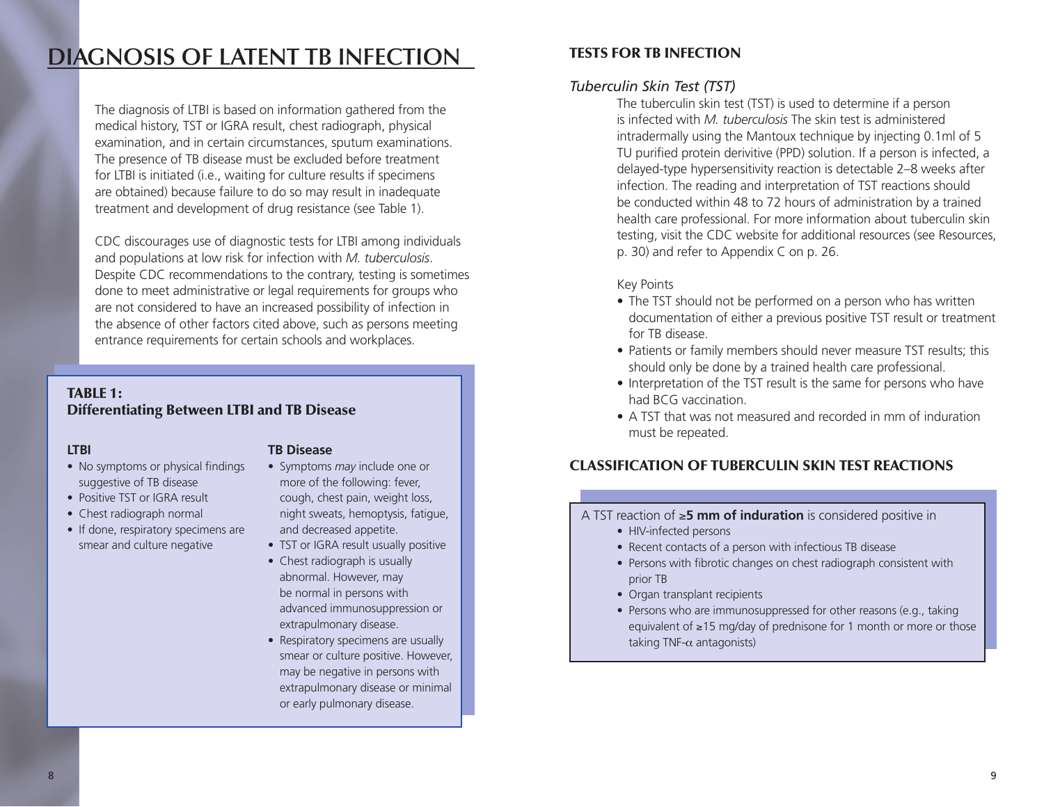# DIAGNOSIS OF LATENT TB INFECTION

The diagnosis of LTBI is based on information gathered from the medical history, TST or IGRA result, chest radiograph, physical examination, and in certain circumstances, sputum examinations. The presence of TB disease must be excluded before treatment for LTBI is initiated (i.e., waiting for culture results if specimens are obtained) because failure to do so may result in inadequate treatment and development of drug resistance (see Table 1).

CDC discourages use of diagnostic tests for LTBI among individuals and populations at low risk for infection with *M. tuberculosis*. Despite CDC recommendations to the contrary, testing is sometimes done to meet administrative or legal requirements for groups who are not considered to have an increased possibility of infection in the absence of other factors cited above, such as persons meeting entrance requirements for certain schools and workplaces.

**TABLE 1:**
**Differentiating Between LTBI and TB Disease**

| LTBI | TB Disease |
| --- | --- |
| • No symptoms or physical findings suggestive of TB disease<br>• Positive TST or IGRA result<br>• Chest radiograph normal<br>• If done, respiratory specimens are smear and culture negative | • Symptoms *may* include one or more of the following: fever, cough, chest pain, weight loss, night sweats, hemoptysis, fatigue, and decreased appetite.<br>• TST or IGRA result usually positive<br>• Chest radiograph is usually abnormal. However, may be normal in persons with advanced immunosuppression or extrapulmonary disease.<br>• Respiratory specimens are usually smear or culture positive. However, may be negative in persons with extrapulmonary disease or minimal or early pulmonary disease. |

## TESTS FOR TB INFECTION

### *Tuberculin Skin Test (TST)*

The tuberculin skin test (TST) is used to determine if a person is infected with *M. tuberculosis* The skin test is administered intradermally using the Mantoux technique by injecting 0.1ml of 5 TU purified protein derivitive (PPD) solution. If a person is infected, a delayed-type hypersensitivity reaction is detectable 2–8 weeks after infection. The reading and interpretation of TST reactions should be conducted within 48 to 72 hours of administration by a trained health care professional. For more information about tuberculin skin testing, visit the CDC website for additional resources (see Resources, p. 30) and refer to Appendix C on p. 26.

Key Points

- The TST should not be performed on a person who has written documentation of either a previous positive TST result or treatment for TB disease.
- Patients or family members should never measure TST results; this should only be done by a trained health care professional.
- Interpretation of the TST result is the same for persons who have had BCG vaccination.
- A TST that was not measured and recorded in mm of induration must be repeated.

## CLASSIFICATION OF TUBERCULIN SKIN TEST REACTIONS

A TST reaction of **≥5 mm of induration** is considered positive in

- HIV-infected persons
- Recent contacts of a person with infectious TB disease
- Persons with fibrotic changes on chest radiograph consistent with prior TB
- Organ transplant recipients
- Persons who are immunosuppressed for other reasons (e.g., taking equivalent of ≥15 mg/day of prednisone for 1 month or more or those taking TNF-$\alpha$ antagonists)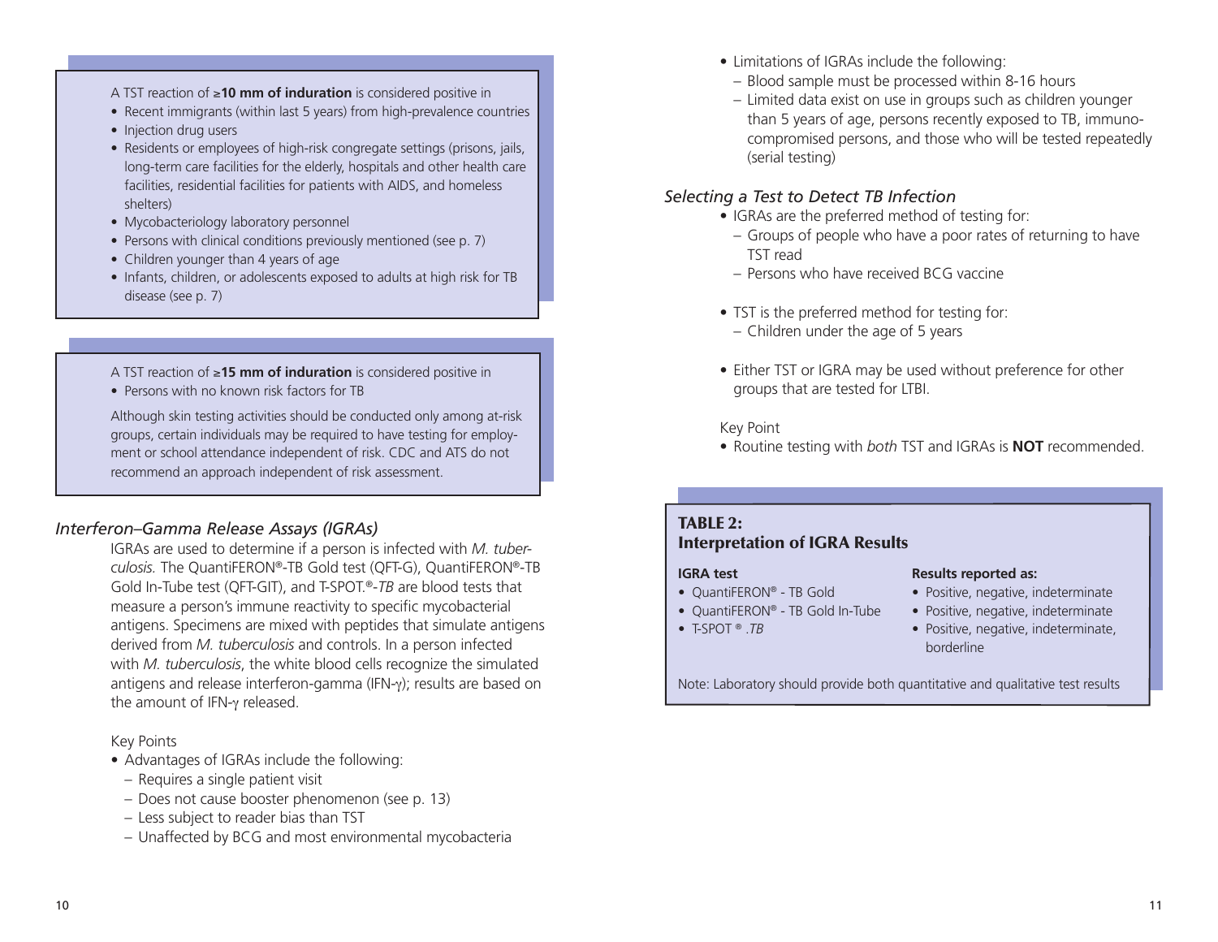A TST reaction of ≥**10 mm of induration** is considered positive in

- Recent immigrants (within last 5 years) from high-prevalence countries
- Injection drug users
- Residents or employees of high-risk congregate settings (prisons, jails, long-term care facilities for the elderly, hospitals and other health care facilities, residential facilities for patients with AIDS, and homeless shelters)
- Mycobacteriology laboratory personnel
- Persons with clinical conditions previously mentioned (see p. 7)
- Children younger than 4 years of age
- Infants, children, or adolescents exposed to adults at high risk for TB disease (see p. 7)

A TST reaction of ≥**15 mm of induration** is considered positive in

- Persons with no known risk factors for TB

Although skin testing activities should be conducted only among at-risk groups, certain individuals may be required to have testing for employment or school attendance independent of risk. CDC and ATS do not recommend an approach independent of risk assessment.

### *Interferon–Gamma Release Assays (IGRAs)*

IGRAs are used to determine if a person is infected with *M. tuberculosis.* The QuantiFERON®-TB Gold test (QFT-G), QuantiFERON®-TB Gold In-Tube test (QFT-GIT), and T-SPOT.®-*TB* are blood tests that measure a person's immune reactivity to specific mycobacterial antigens. Specimens are mixed with peptides that simulate antigens derived from *M. tuberculosis* and controls. In a person infected with *M. tuberculosis*, the white blood cells recognize the simulated antigens and release interferon-gamma (IFN-γ); results are based on the amount of IFN-γ released.

Key Points

- Advantages of IGRAs include the following:
  - Requires a single patient visit
  - Does not cause booster phenomenon (see p. 13)
  - Less subject to reader bias than TST
  - Unaffected by BCG and most environmental mycobacteria
- Limitations of IGRAs include the following:
  - Blood sample must be processed within 8-16 hours
  - Limited data exist on use in groups such as children younger than 5 years of age, persons recently exposed to TB, immunocompromised persons, and those who will be tested repeatedly (serial testing)

### *Selecting a Test to Detect TB Infection*

- IGRAs are the preferred method of testing for:
  - Groups of people who have a poor rates of returning to have TST read
  - Persons who have received BCG vaccine
- TST is the preferred method for testing for:
  - Children under the age of 5 years
- Either TST or IGRA may be used without preference for other groups that are tested for LTBI.

Key Point

- Routine testing with *both* TST and IGRAs is **NOT** recommended.

**TABLE 2: Interpretation of IGRA Results**

| IGRA test | Results reported as: |
|---|---|
| QuantiFERON® - TB Gold | Positive, negative, indeterminate |
| QuantiFERON® - TB Gold In-Tube | Positive, negative, indeterminate |
| T-SPOT ® .*TB* | Positive, negative, indeterminate, borderline |

Note: Laboratory should provide both quantitative and qualitative test results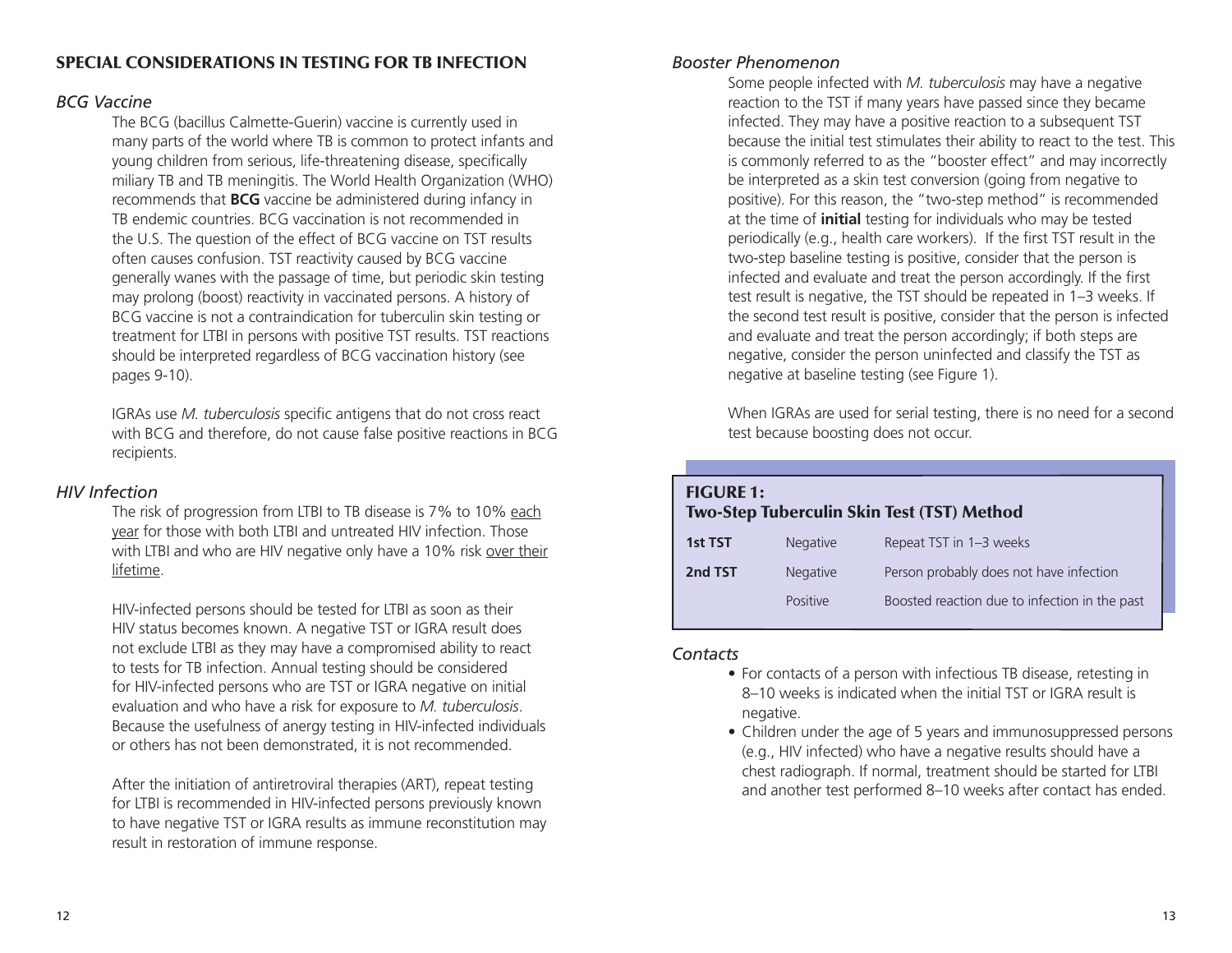## SPECIAL CONSIDERATIONS IN TESTING FOR TB INFECTION

### *BCG Vaccine*

The BCG (bacillus Calmette-Guerin) vaccine is currently used in many parts of the world where TB is common to protect infants and young children from serious, life-threatening disease, specifically miliary TB and TB meningitis. The World Health Organization (WHO) recommends that **BCG** vaccine be administered during infancy in TB endemic countries. BCG vaccination is not recommended in the U.S. The question of the effect of BCG vaccine on TST results often causes confusion. TST reactivity caused by BCG vaccine generally wanes with the passage of time, but periodic skin testing may prolong (boost) reactivity in vaccinated persons. A history of BCG vaccine is not a contraindication for tuberculin skin testing or treatment for LTBI in persons with positive TST results. TST reactions should be interpreted regardless of BCG vaccination history (see pages 9-10).

IGRAs use *M. tuberculosis* specific antigens that do not cross react with BCG and therefore, do not cause false positive reactions in BCG recipients.

### *HIV Infection*

The risk of progression from LTBI to TB disease is 7% to 10% each year for those with both LTBI and untreated HIV infection. Those with LTBI and who are HIV negative only have a 10% risk over their lifetime.

HIV-infected persons should be tested for LTBI as soon as their HIV status becomes known. A negative TST or IGRA result does not exclude LTBI as they may have a compromised ability to react to tests for TB infection. Annual testing should be considered for HIV-infected persons who are TST or IGRA negative on initial evaluation and who have a risk for exposure to *M. tuberculosis*. Because the usefulness of anergy testing in HIV-infected individuals or others has not been demonstrated, it is not recommended.

After the initiation of antiretroviral therapies (ART), repeat testing for LTBI is recommended in HIV-infected persons previously known to have negative TST or IGRA results as immune reconstitution may result in restoration of immune response.

### *Booster Phenomenon*

Some people infected with *M. tuberculosis* may have a negative reaction to the TST if many years have passed since they became infected. They may have a positive reaction to a subsequent TST because the initial test stimulates their ability to react to the test. This is commonly referred to as the "booster effect" and may incorrectly be interpreted as a skin test conversion (going from negative to positive). For this reason, the "two-step method" is recommended at the time of **initial** testing for individuals who may be tested periodically (e.g., health care workers). If the first TST result in the two-step baseline testing is positive, consider that the person is infected and evaluate and treat the person accordingly. If the first test result is negative, the TST should be repeated in 1–3 weeks. If the second test result is positive, consider that the person is infected and evaluate and treat the person accordingly; if both steps are negative, consider the person uninfected and classify the TST as negative at baseline testing (see Figure 1).

When IGRAs are used for serial testing, there is no need for a second test because boosting does not occur.

**FIGURE 1:**
**Two-Step Tuberculin Skin Test (TST) Method**

| | | |
|---|---|---|
| **1st TST** | Negative | Repeat TST in 1–3 weeks |
| **2nd TST** | Negative | Person probably does not have infection |
| | Positive | Boosted reaction due to infection in the past |

### *Contacts*

- For contacts of a person with infectious TB disease, retesting in 8–10 weeks is indicated when the initial TST or IGRA result is negative.
- Children under the age of 5 years and immunosuppressed persons (e.g., HIV infected) who have a negative results should have a chest radiograph. If normal, treatment should be started for LTBI and another test performed 8–10 weeks after contact has ended.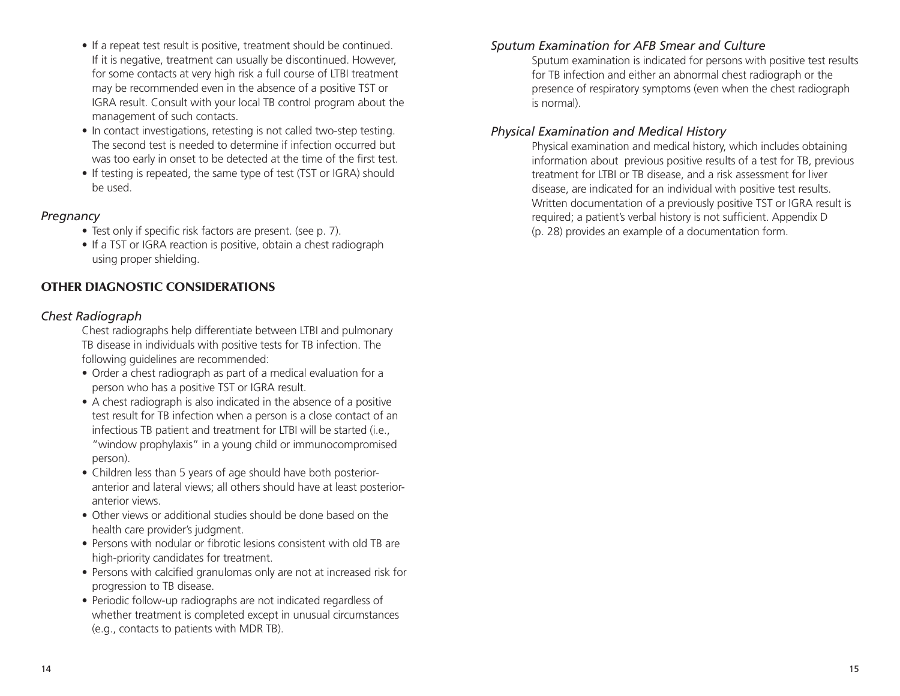- If a repeat test result is positive, treatment should be continued. If it is negative, treatment can usually be discontinued. However, for some contacts at very high risk a full course of LTBI treatment may be recommended even in the absence of a positive TST or IGRA result. Consult with your local TB control program about the management of such contacts.
- In contact investigations, retesting is not called two-step testing. The second test is needed to determine if infection occurred but was too early in onset to be detected at the time of the first test.
- If testing is repeated, the same type of test (TST or IGRA) should be used.

### *Pregnancy*

- Test only if specific risk factors are present. (see p. 7).
- If a TST or IGRA reaction is positive, obtain a chest radiograph using proper shielding.

## OTHER DIAGNOSTIC CONSIDERATIONS

### *Chest Radiograph*

Chest radiographs help differentiate between LTBI and pulmonary TB disease in individuals with positive tests for TB infection. The following guidelines are recommended:

- Order a chest radiograph as part of a medical evaluation for a person who has a positive TST or IGRA result.
- A chest radiograph is also indicated in the absence of a positive test result for TB infection when a person is a close contact of an infectious TB patient and treatment for LTBI will be started (i.e., "window prophylaxis" in a young child or immunocompromised person).
- Children less than 5 years of age should have both posterior-anterior and lateral views; all others should have at least posterior-anterior views.
- Other views or additional studies should be done based on the health care provider's judgment.
- Persons with nodular or fibrotic lesions consistent with old TB are high-priority candidates for treatment.
- Persons with calcified granulomas only are not at increased risk for progression to TB disease.
- Periodic follow-up radiographs are not indicated regardless of whether treatment is completed except in unusual circumstances (e.g., contacts to patients with MDR TB).

### *Sputum Examination for AFB Smear and Culture*

Sputum examination is indicated for persons with positive test results for TB infection and either an abnormal chest radiograph or the presence of respiratory symptoms (even when the chest radiograph is normal).

### *Physical Examination and Medical History*

Physical examination and medical history, which includes obtaining information about previous positive results of a test for TB, previous treatment for LTBI or TB disease, and a risk assessment for liver disease, are indicated for an individual with positive test results. Written documentation of a previously positive TST or IGRA result is required; a patient's verbal history is not sufficient. Appendix D (p. 28) provides an example of a documentation form.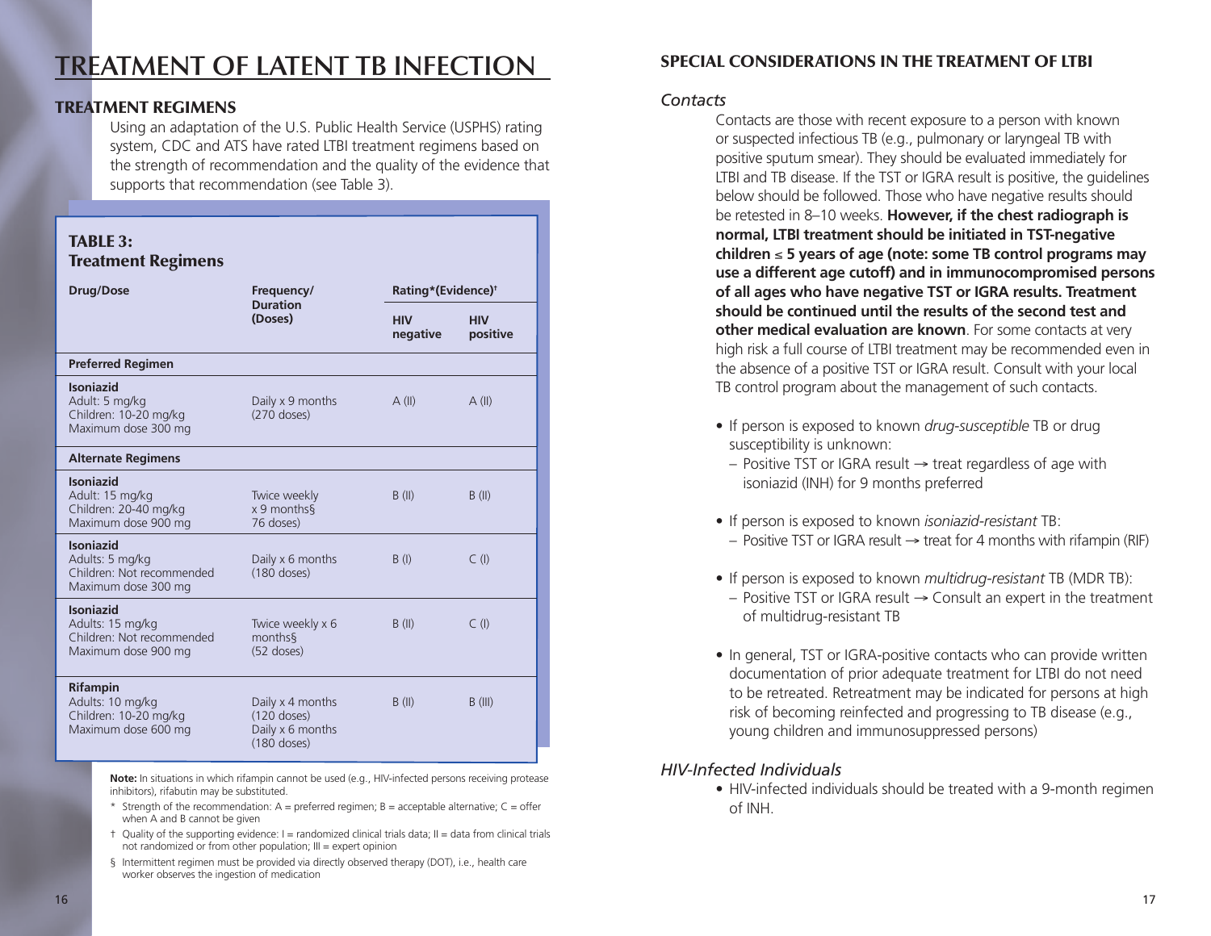# TREATMENT OF LATENT TB INFECTION

## TREATMENT REGIMENS

Using an adaptation of the U.S. Public Health Service (USPHS) rating system, CDC and ATS have rated LTBI treatment regimens based on the strength of recommendation and the quality of the evidence that supports that recommendation (see Table 3).

**TABLE 3: Treatment Regimens**

| Drug/Dose | Frequency/ Duration (Doses) | Rating*(Evidence)[†] | |
|---|---|---|---|
| | | HIV negative | HIV positive |
| **Preferred Regimen** | | | |
| **Isoniazid** Adult: 5 mg/kg Children: 10-20 mg/kg Maximum dose 300 mg | Daily x 9 months (270 doses) | A (II) | A (II) |
| **Alternate Regimens** | | | |
| **Isoniazid** Adult: 15 mg/kg Children: 20-40 mg/kg Maximum dose 900 mg | Twice weekly x 9 months§ 76 doses) | B (II) | B (II) |
| **Isoniazid** Adults: 5 mg/kg Children: Not recommended Maximum dose 300 mg | Daily x 6 months (180 doses) | B (I) | C (I) |
| **Isoniazid** Adults: 15 mg/kg Children: Not recommended Maximum dose 900 mg | Twice weekly x 6 months§ (52 doses) | B (II) | C (I) |
| **Rifampin** Adults: 10 mg/kg Children: 10-20 mg/kg Maximum dose 600 mg | Daily x 4 months (120 doses) Daily x 6 months (180 doses) | B (II) | B (III) |

**Note:** In situations in which rifampin cannot be used (e.g., HIV-infected persons receiving protease inhibitors), rifabutin may be substituted.

\* Strength of the recommendation: A = preferred regimen; B = acceptable alternative; C = offer when A and B cannot be given

† Quality of the supporting evidence: I = randomized clinical trials data; II = data from clinical trials not randomized or from other population; III = expert opinion

§ Intermittent regimen must be provided via directly observed therapy (DOT), i.e., health care worker observes the ingestion of medication

## SPECIAL CONSIDERATIONS IN THE TREATMENT OF LTBI

### *Contacts*

Contacts are those with recent exposure to a person with known or suspected infectious TB (e.g., pulmonary or laryngeal TB with positive sputum smear). They should be evaluated immediately for LTBI and TB disease. If the TST or IGRA result is positive, the guidelines below should be followed. Those who have negative results should be retested in 8–10 weeks. **However, if the chest radiograph is normal, LTBI treatment should be initiated in TST-negative children ≤ 5 years of age (note: some TB control programs may use a different age cutoff) and in immunocompromised persons of all ages who have negative TST or IGRA results. Treatment should be continued until the results of the second test and other medical evaluation are known**. For some contacts at very high risk a full course of LTBI treatment may be recommended even in the absence of a positive TST or IGRA result. Consult with your local TB control program about the management of such contacts.

- If person is exposed to known *drug-susceptible* TB or drug susceptibility is unknown:
  - Positive TST or IGRA result → treat regardless of age with isoniazid (INH) for 9 months preferred
- If person is exposed to known *isoniazid-resistant* TB:
  - Positive TST or IGRA result → treat for 4 months with rifampin (RIF)
- If person is exposed to known *multidrug-resistant* TB (MDR TB):
  - Positive TST or IGRA result → Consult an expert in the treatment of multidrug-resistant TB
- In general, TST or IGRA-positive contacts who can provide written documentation of prior adequate treatment for LTBI do not need to be retreated. Retreatment may be indicated for persons at high risk of becoming reinfected and progressing to TB disease (e.g., young children and immunosuppressed persons)

### *HIV-Infected Individuals*

- HIV-infected individuals should be treated with a 9-month regimen of INH.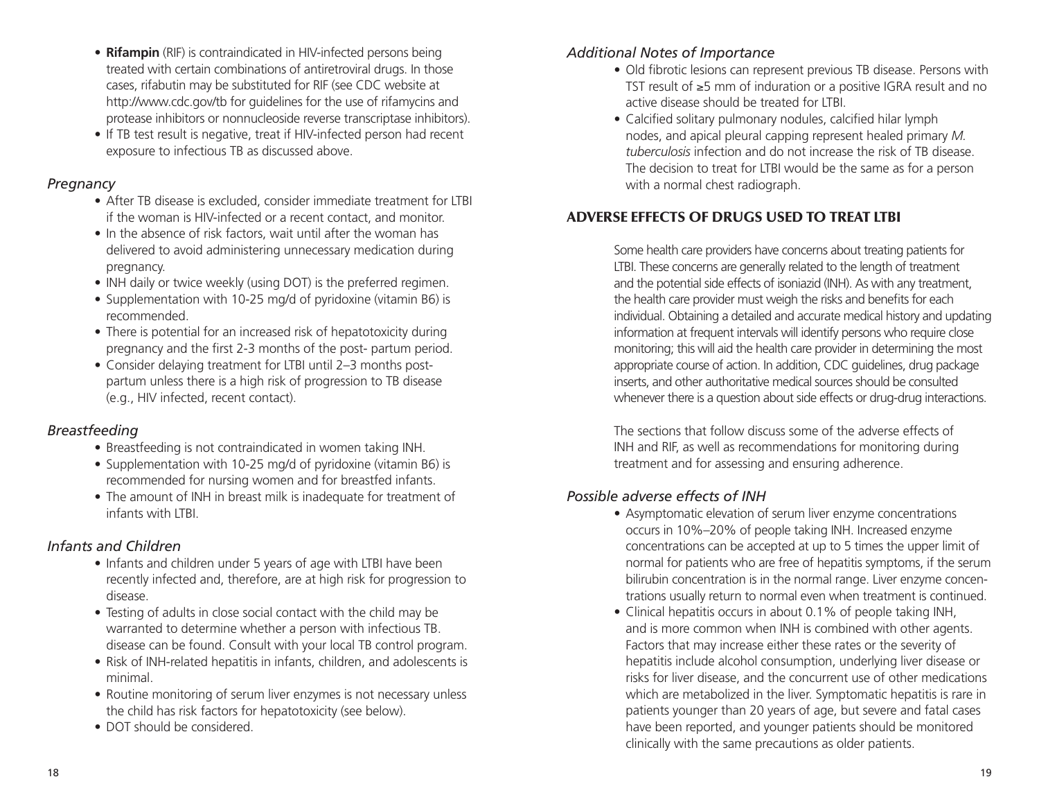- **Rifampin** (RIF) is contraindicated in HIV-infected persons being treated with certain combinations of antiretroviral drugs. In those cases, rifabutin may be substituted for RIF (see CDC website at http://www.cdc.gov/tb for guidelines for the use of rifamycins and protease inhibitors or nonnucleoside reverse transcriptase inhibitors).
- If TB test result is negative, treat if HIV-infected person had recent exposure to infectious TB as discussed above.

### *Pregnancy*

- After TB disease is excluded, consider immediate treatment for LTBI if the woman is HIV-infected or a recent contact, and monitor.
- In the absence of risk factors, wait until after the woman has delivered to avoid administering unnecessary medication during pregnancy.
- INH daily or twice weekly (using DOT) is the preferred regimen.
- Supplementation with 10-25 mg/d of pyridoxine (vitamin B6) is recommended.
- There is potential for an increased risk of hepatotoxicity during pregnancy and the first 2-3 months of the post- partum period.
- Consider delaying treatment for LTBI until 2–3 months post-partum unless there is a high risk of progression to TB disease (e.g., HIV infected, recent contact).

### *Breastfeeding*

- Breastfeeding is not contraindicated in women taking INH.
- Supplementation with 10-25 mg/d of pyridoxine (vitamin B6) is recommended for nursing women and for breastfed infants.
- The amount of INH in breast milk is inadequate for treatment of infants with LTBI.

### *Infants and Children*

- Infants and children under 5 years of age with LTBI have been recently infected and, therefore, are at high risk for progression to disease.
- Testing of adults in close social contact with the child may be warranted to determine whether a person with infectious TB. disease can be found. Consult with your local TB control program.
- Risk of INH-related hepatitis in infants, children, and adolescents is minimal.
- Routine monitoring of serum liver enzymes is not necessary unless the child has risk factors for hepatotoxicity (see below).
- DOT should be considered.

### *Additional Notes of Importance*

- Old fibrotic lesions can represent previous TB disease. Persons with TST result of ≥5 mm of induration or a positive IGRA result and no active disease should be treated for LTBI.
- Calcified solitary pulmonary nodules, calcified hilar lymph nodes, and apical pleural capping represent healed primary *M. tuberculosis* infection and do not increase the risk of TB disease. The decision to treat for LTBI would be the same as for a person with a normal chest radiograph.

## ADVERSE EFFECTS OF DRUGS USED TO TREAT LTBI

Some health care providers have concerns about treating patients for LTBI. These concerns are generally related to the length of treatment and the potential side effects of isoniazid (INH). As with any treatment, the health care provider must weigh the risks and benefits for each individual. Obtaining a detailed and accurate medical history and updating information at frequent intervals will identify persons who require close monitoring; this will aid the health care provider in determining the most appropriate course of action. In addition, CDC guidelines, drug package inserts, and other authoritative medical sources should be consulted whenever there is a question about side effects or drug-drug interactions.

The sections that follow discuss some of the adverse effects of INH and RIF, as well as recommendations for monitoring during treatment and for assessing and ensuring adherence.

### *Possible adverse effects of INH*

- Asymptomatic elevation of serum liver enzyme concentrations occurs in 10%–20% of people taking INH. Increased enzyme concentrations can be accepted at up to 5 times the upper limit of normal for patients who are free of hepatitis symptoms, if the serum bilirubin concentration is in the normal range. Liver enzyme concentrations usually return to normal even when treatment is continued.
- Clinical hepatitis occurs in about 0.1% of people taking INH, and is more common when INH is combined with other agents. Factors that may increase either these rates or the severity of hepatitis include alcohol consumption, underlying liver disease or risks for liver disease, and the concurrent use of other medications which are metabolized in the liver. Symptomatic hepatitis is rare in patients younger than 20 years of age, but severe and fatal cases have been reported, and younger patients should be monitored clinically with the same precautions as older patients.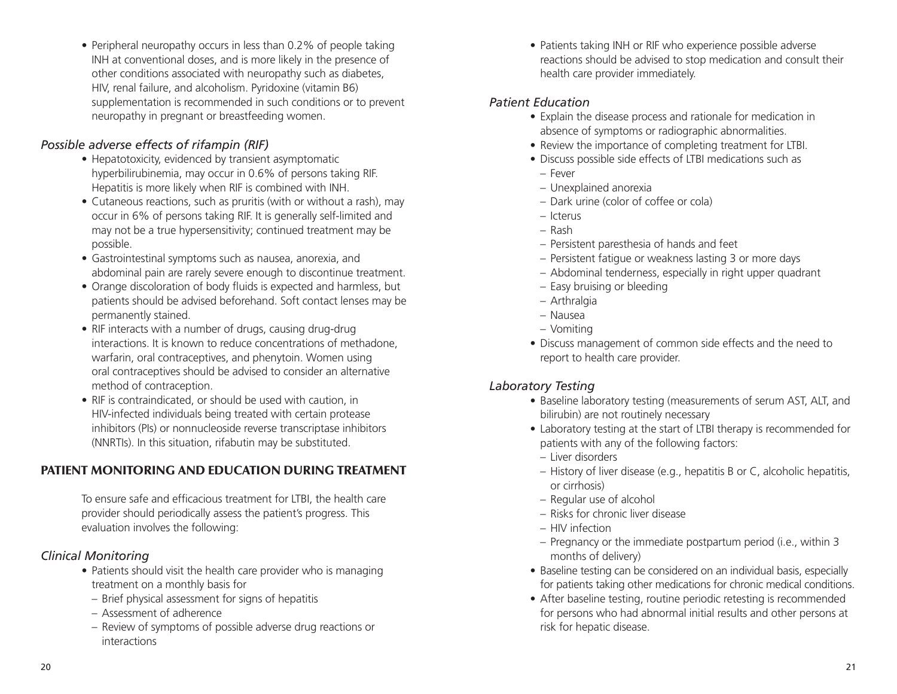- Peripheral neuropathy occurs in less than 0.2% of people taking INH at conventional doses, and is more likely in the presence of other conditions associated with neuropathy such as diabetes, HIV, renal failure, and alcoholism. Pyridoxine (vitamin B6) supplementation is recommended in such conditions or to prevent neuropathy in pregnant or breastfeeding women.

### *Possible adverse effects of rifampin (RIF)*

- Hepatotoxicity, evidenced by transient asymptomatic hyperbilirubinemia, may occur in 0.6% of persons taking RIF. Hepatitis is more likely when RIF is combined with INH.
- Cutaneous reactions, such as pruritis (with or without a rash), may occur in 6% of persons taking RIF. It is generally self-limited and may not be a true hypersensitivity; continued treatment may be possible.
- Gastrointestinal symptoms such as nausea, anorexia, and abdominal pain are rarely severe enough to discontinue treatment.
- Orange discoloration of body fluids is expected and harmless, but patients should be advised beforehand. Soft contact lenses may be permanently stained.
- RIF interacts with a number of drugs, causing drug-drug interactions. It is known to reduce concentrations of methadone, warfarin, oral contraceptives, and phenytoin. Women using oral contraceptives should be advised to consider an alternative method of contraception.
- RIF is contraindicated, or should be used with caution, in HIV-infected individuals being treated with certain protease inhibitors (PIs) or nonnucleoside reverse transcriptase inhibitors (NNRTIs). In this situation, rifabutin may be substituted.

## PATIENT MONITORING AND EDUCATION DURING TREATMENT

To ensure safe and efficacious treatment for LTBI, the health care provider should periodically assess the patient's progress. This evaluation involves the following:

### *Clinical Monitoring*

- Patients should visit the health care provider who is managing treatment on a monthly basis for
  - Brief physical assessment for signs of hepatitis
  - Assessment of adherence
  - Review of symptoms of possible adverse drug reactions or interactions
- Patients taking INH or RIF who experience possible adverse reactions should be advised to stop medication and consult their health care provider immediately.

### *Patient Education*

- Explain the disease process and rationale for medication in absence of symptoms or radiographic abnormalities.
- Review the importance of completing treatment for LTBI.
- Discuss possible side effects of LTBI medications such as
  - Fever
  - Unexplained anorexia
  - Dark urine (color of coffee or cola)
  - Icterus
  - Rash
  - Persistent paresthesia of hands and feet
  - Persistent fatigue or weakness lasting 3 or more days
  - Abdominal tenderness, especially in right upper quadrant
  - Easy bruising or bleeding
  - Arthralgia
  - Nausea
  - Vomiting
- Discuss management of common side effects and the need to report to health care provider.

### *Laboratory Testing*

- Baseline laboratory testing (measurements of serum AST, ALT, and bilirubin) are not routinely necessary
- Laboratory testing at the start of LTBI therapy is recommended for patients with any of the following factors:
  - Liver disorders
  - History of liver disease (e.g., hepatitis B or C, alcoholic hepatitis, or cirrhosis)
  - Regular use of alcohol
  - Risks for chronic liver disease
  - HIV infection
  - Pregnancy or the immediate postpartum period (i.e., within 3 months of delivery)
- Baseline testing can be considered on an individual basis, especially for patients taking other medications for chronic medical conditions.
- After baseline testing, routine periodic retesting is recommended for persons who had abnormal initial results and other persons at risk for hepatic disease.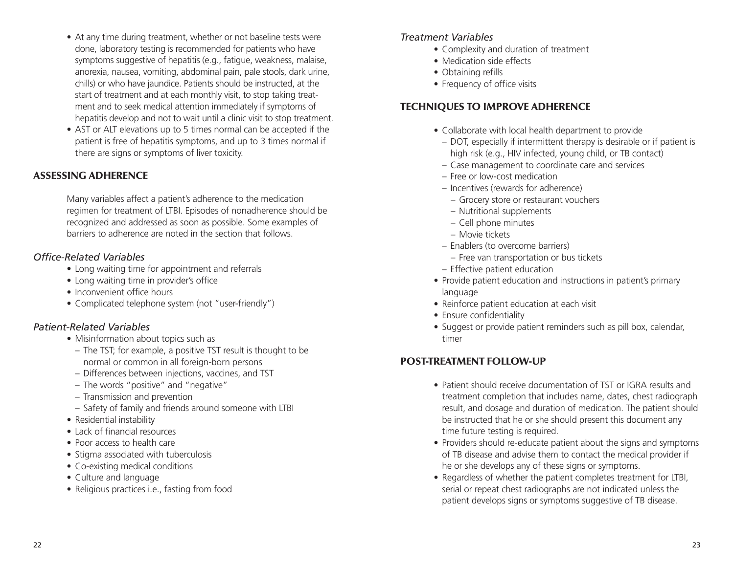- At any time during treatment, whether or not baseline tests were done, laboratory testing is recommended for patients who have symptoms suggestive of hepatitis (e.g., fatigue, weakness, malaise, anorexia, nausea, vomiting, abdominal pain, pale stools, dark urine, chills) or who have jaundice. Patients should be instructed, at the start of treatment and at each monthly visit, to stop taking treatment and to seek medical attention immediately if symptoms of hepatitis develop and not to wait until a clinic visit to stop treatment.
- AST or ALT elevations up to 5 times normal can be accepted if the patient is free of hepatitis symptoms, and up to 3 times normal if there are signs or symptoms of liver toxicity.

## ASSESSING ADHERENCE

Many variables affect a patient's adherence to the medication regimen for treatment of LTBI. Episodes of nonadherence should be recognized and addressed as soon as possible. Some examples of barriers to adherence are noted in the section that follows.

### *Office-Related Variables*

- Long waiting time for appointment and referrals
- Long waiting time in provider's office
- Inconvenient office hours
- Complicated telephone system (not "user-friendly")

### *Patient-Related Variables*

- Misinformation about topics such as
  - The TST; for example, a positive TST result is thought to be normal or common in all foreign-born persons
  - Differences between injections, vaccines, and TST
  - The words "positive" and "negative"
  - Transmission and prevention
  - Safety of family and friends around someone with LTBI
- Residential instability
- Lack of financial resources
- Poor access to health care
- Stigma associated with tuberculosis
- Co-existing medical conditions
- Culture and language
- Religious practices i.e., fasting from food

### *Treatment Variables*

- Complexity and duration of treatment
- Medication side effects
- Obtaining refills
- Frequency of office visits

## TECHNIQUES TO IMPROVE ADHERENCE

- Collaborate with local health department to provide
  - DOT, especially if intermittent therapy is desirable or if patient is high risk (e.g., HIV infected, young child, or TB contact)
  - Case management to coordinate care and services
  - Free or low-cost medication
  - Incentives (rewards for adherence)
    - Grocery store or restaurant vouchers
    - Nutritional supplements
    - Cell phone minutes
    - Movie tickets
  - Enablers (to overcome barriers)
    - Free van transportation or bus tickets
  - Effective patient education
- Provide patient education and instructions in patient's primary language
- Reinforce patient education at each visit
- Ensure confidentiality
- Suggest or provide patient reminders such as pill box, calendar, timer

## POST-TREATMENT FOLLOW-UP

- Patient should receive documentation of TST or IGRA results and treatment completion that includes name, dates, chest radiograph result, and dosage and duration of medication. The patient should be instructed that he or she should present this document any time future testing is required.
- Providers should re-educate patient about the signs and symptoms of TB disease and advise them to contact the medical provider if he or she develops any of these signs or symptoms.
- Regardless of whether the patient completes treatment for LTBI, serial or repeat chest radiographs are not indicated unless the patient develops signs or symptoms suggestive of TB disease.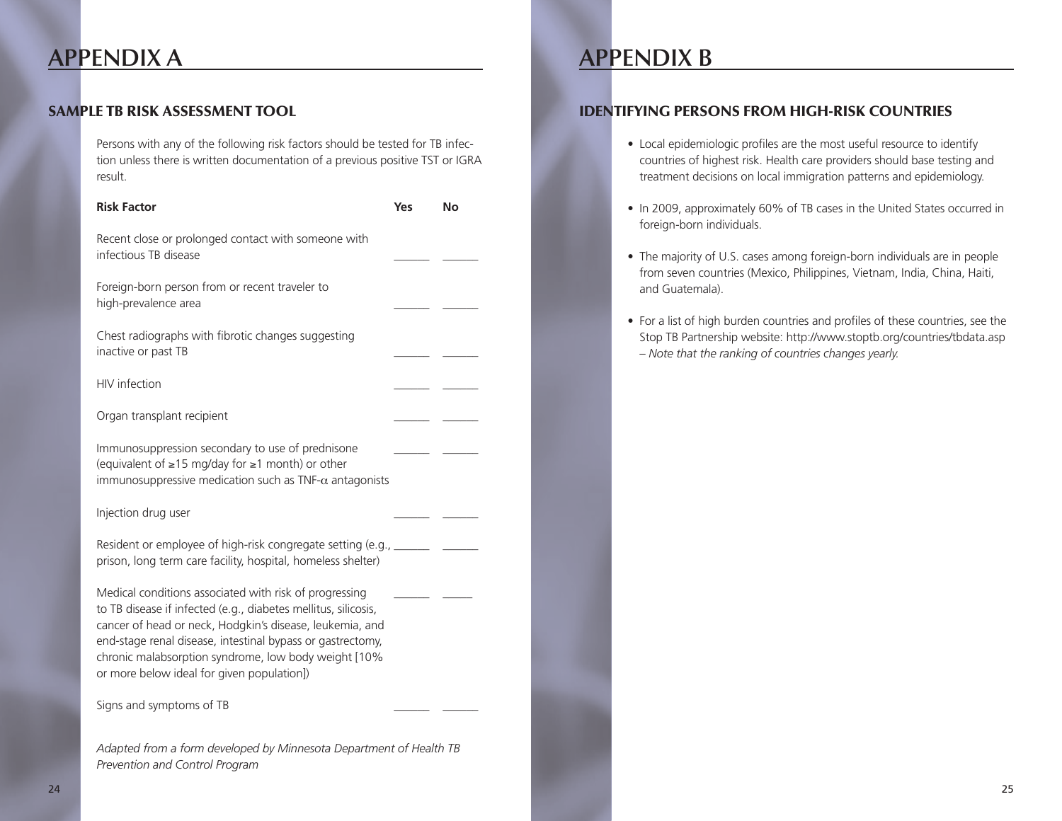# APPENDIX A

## SAMPLE TB RISK ASSESSMENT TOOL

Persons with any of the following risk factors should be tested for TB infection unless there is written documentation of a previous positive TST or IGRA result.

| Risk Factor | Yes | No |
|---|---|---|
| Recent close or prolonged contact with someone with infectious TB disease | ______ | ______ |
| Foreign-born person from or recent traveler to high-prevalence area | ______ | ______ |
| Chest radiographs with fibrotic changes suggesting inactive or past TB | ______ | ______ |
| HIV infection | ______ | ______ |
| Organ transplant recipient | ______ | ______ |
| Immunosuppression secondary to use of prednisone (equivalent of ≥15 mg/day for ≥1 month) or other immunosuppressive medication such as TNF-$\alpha$ antagonists | ______ | ______ |
| Injection drug user | ______ | ______ |
| Resident or employee of high-risk congregate setting (e.g., prison, long term care facility, hospital, homeless shelter) | ______ | ______ |
| Medical conditions associated with risk of progressing to TB disease if infected (e.g., diabetes mellitus, silicosis, cancer of head or neck, Hodgkin's disease, leukemia, and end-stage renal disease, intestinal bypass or gastrectomy, chronic malabsorption syndrome, low body weight [10% or more below ideal for given population]) | ______ | _____ |
| Signs and symptoms of TB | ______ | ______ |

*Adapted from a form developed by Minnesota Department of Health TB Prevention and Control Program*

# APPENDIX B

## IDENTIFYING PERSONS FROM HIGH-RISK COUNTRIES

- Local epidemiologic profiles are the most useful resource to identify countries of highest risk. Health care providers should base testing and treatment decisions on local immigration patterns and epidemiology.
- In 2009, approximately 60% of TB cases in the United States occurred in foreign-born individuals.
- The majority of U.S. cases among foreign-born individuals are in people from seven countries (Mexico, Philippines, Vietnam, India, China, Haiti, and Guatemala).
- For a list of high burden countries and profiles of these countries, see the Stop TB Partnership website: http://www.stoptb.org/countries/tbdata.asp – *Note that the ranking of countries changes yearly.*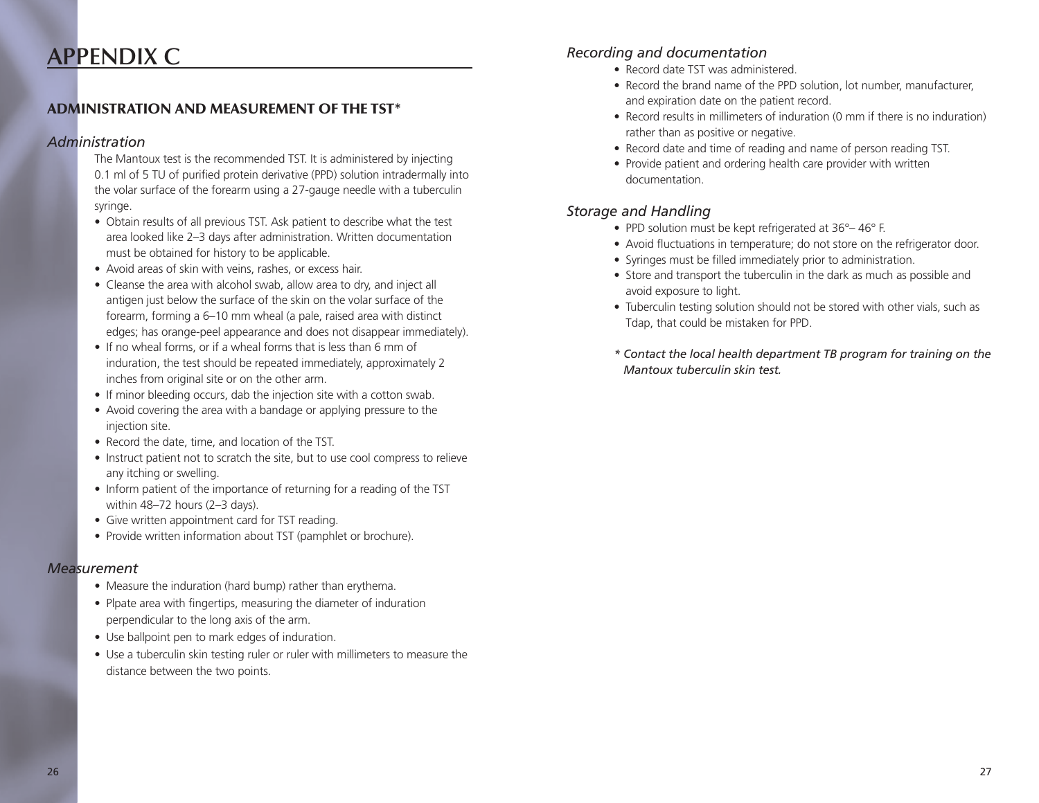# APPENDIX C

## ADMINISTRATION AND MEASUREMENT OF THE TST*

### *Administration*

The Mantoux test is the recommended TST. It is administered by injecting 0.1 ml of 5 TU of purified protein derivative (PPD) solution intradermally into the volar surface of the forearm using a 27-gauge needle with a tuberculin syringe.

- Obtain results of all previous TST. Ask patient to describe what the test area looked like 2–3 days after administration. Written documentation must be obtained for history to be applicable.
- Avoid areas of skin with veins, rashes, or excess hair.
- Cleanse the area with alcohol swab, allow area to dry, and inject all antigen just below the surface of the skin on the volar surface of the forearm, forming a 6–10 mm wheal (a pale, raised area with distinct edges; has orange-peel appearance and does not disappear immediately).
- If no wheal forms, or if a wheal forms that is less than 6 mm of induration, the test should be repeated immediately, approximately 2 inches from original site or on the other arm.
- If minor bleeding occurs, dab the injection site with a cotton swab.
- Avoid covering the area with a bandage or applying pressure to the injection site.
- Record the date, time, and location of the TST.
- Instruct patient not to scratch the site, but to use cool compress to relieve any itching or swelling.
- Inform patient of the importance of returning for a reading of the TST within 48–72 hours (2–3 days).
- Give written appointment card for TST reading.
- Provide written information about TST (pamphlet or brochure).

### *Measurement*

- Measure the induration (hard bump) rather than erythema.
- Plpate area with fingertips, measuring the diameter of induration perpendicular to the long axis of the arm.
- Use ballpoint pen to mark edges of induration.
- Use a tuberculin skin testing ruler or ruler with millimeters to measure the distance between the two points.

### *Recording and documentation*

- Record date TST was administered.
- Record the brand name of the PPD solution, lot number, manufacturer, and expiration date on the patient record.
- Record results in millimeters of induration (0 mm if there is no induration) rather than as positive or negative.
- Record date and time of reading and name of person reading TST.
- Provide patient and ordering health care provider with written documentation.

### *Storage and Handling*

- PPD solution must be kept refrigerated at 36°– 46° F.
- Avoid fluctuations in temperature; do not store on the refrigerator door.
- Syringes must be filled immediately prior to administration.
- Store and transport the tuberculin in the dark as much as possible and avoid exposure to light.
- Tuberculin testing solution should not be stored with other vials, such as Tdap, that could be mistaken for PPD.

*\* Contact the local health department TB program for training on the Mantoux tuberculin skin test.*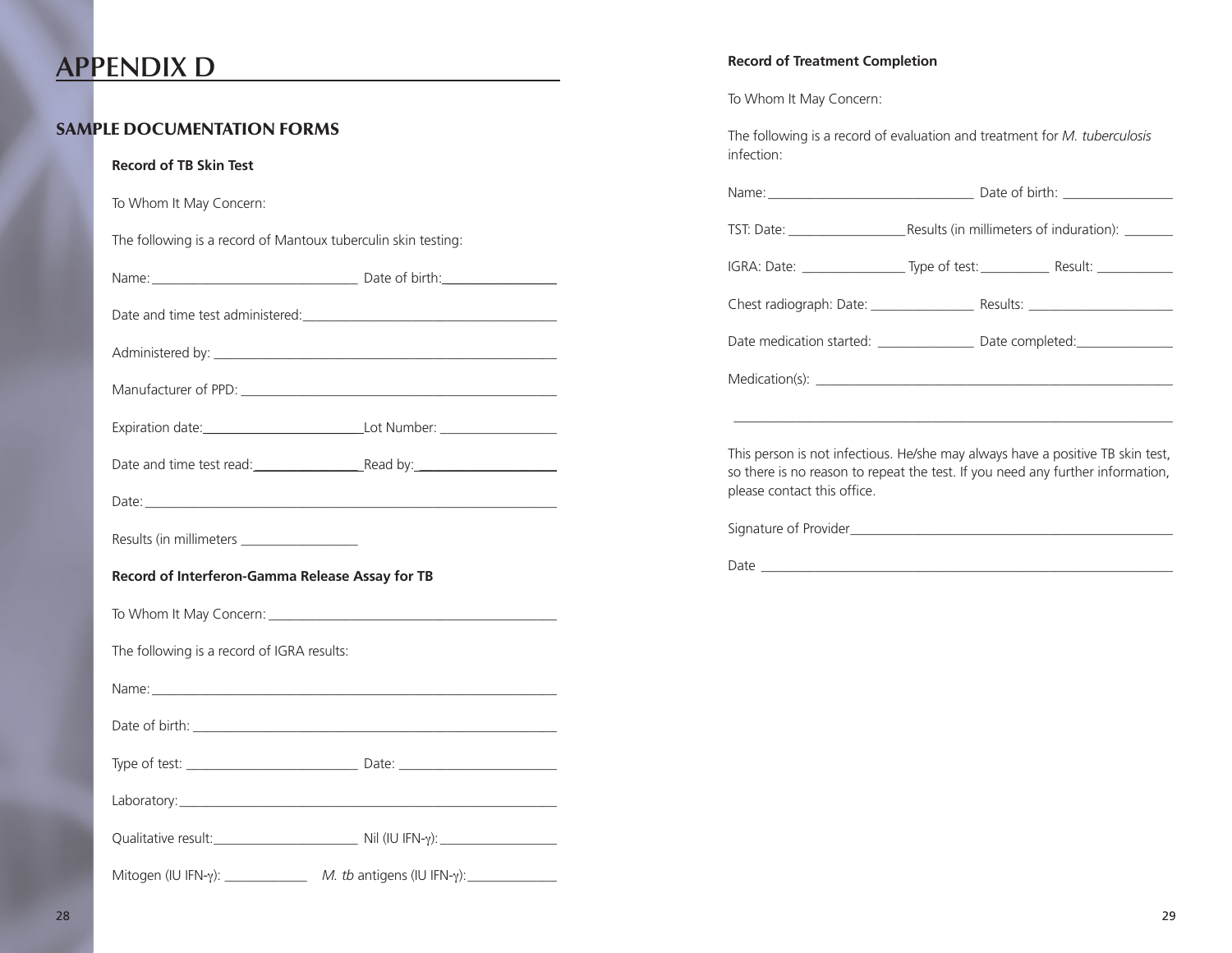# APPENDIX D

## SAMPLE DOCUMENTATION FORMS

**Record of TB Skin Test**

To Whom It May Concern:

The following is a record of Mantoux tuberculin skin testing:

Name:_______________________________ Date of birth:_________________

Date and time test administered:_______________________________________

Administered by: ____________________________________________________

Manufacturer of PPD: _______________________________________________

Expiration date:_________________________Lot Number: _________________

Date and time test read:_________________Read by:_____________________

Date: _______________________________________________________________

Results (in millimeters _________________

**Record of Interferon-Gamma Release Assay for TB**

To Whom It May Concern: ___________________________________________

The following is a record of IGRA results:

Name: ______________________________________________________________

Date of birth: _______________________________________________________

Type of test: __________________________ Date: ________________________

Laboratory: _________________________________________________________

Qualitative result:______________________ Nil (IU IFN-γ): _________________

Mitogen (IU IFN-γ): ____________ *M. tb* antigens (IU IFN-γ): _____________

**Record of Treatment Completion**

To Whom It May Concern:

The following is a record of evaluation and treatment for *M. tuberculosis* infection:

Name: _______________________________ Date of birth: ________________

TST: Date: _________________Results (in millimeters of induration): _______

IGRA: Date: _______________ Type of test: __________ Result: ___________

Chest radiograph: Date: _______________ Results: _____________________

Date medication started: ______________ Date completed:______________

Medication(s): _____________________________________________________

___________________________________________________________________

This person is not infectious. He/she may always have a positive TB skin test, so there is no reason to repeat the test. If you need any further information, please contact this office.

Signature of Provider_________________________________________________

Date _______________________________________________________________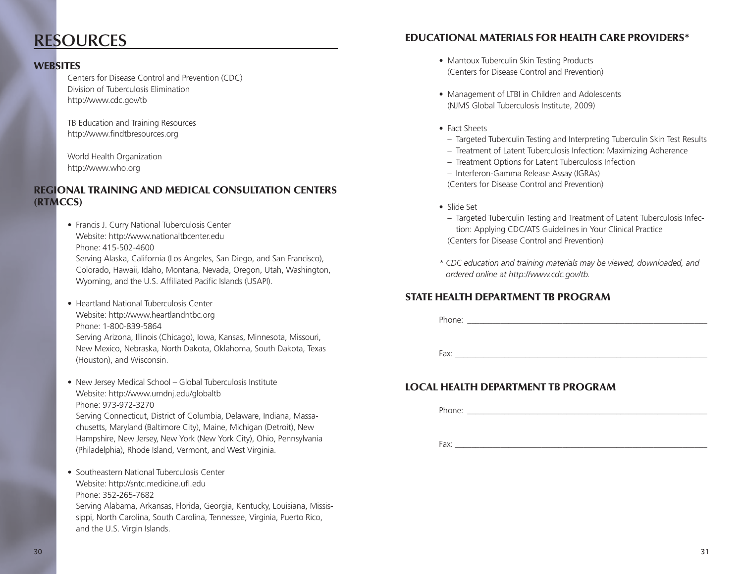# RESOURCES

## WEBSITES

Centers for Disease Control and Prevention (CDC)
Division of Tuberculosis Elimination
http://www.cdc.gov/tb

TB Education and Training Resources
http://www.findtbresources.org

World Health Organization
http://www.who.org

## REGIONAL TRAINING AND MEDICAL CONSULTATION CENTERS (RTMCCS)

- Francis J. Curry National Tuberculosis Center
  Website: http://www.nationaltbcenter.edu
  Phone: 415-502-4600
  Serving Alaska, California (Los Angeles, San Diego, and San Francisco), Colorado, Hawaii, Idaho, Montana, Nevada, Oregon, Utah, Washington, Wyoming, and the U.S. Affiliated Pacific Islands (USAPI).

- Heartland National Tuberculosis Center
  Website: http://www.heartlandntbc.org
  Phone: 1-800-839-5864
  Serving Arizona, Illinois (Chicago), Iowa, Kansas, Minnesota, Missouri, New Mexico, Nebraska, North Dakota, Oklahoma, South Dakota, Texas (Houston), and Wisconsin.

- New Jersey Medical School – Global Tuberculosis Institute
  Website: http://www.umdnj.edu/globaltb
  Phone: 973-972-3270
  Serving Connecticut, District of Columbia, Delaware, Indiana, Massachusetts, Maryland (Baltimore City), Maine, Michigan (Detroit), New Hampshire, New Jersey, New York (New York City), Ohio, Pennsylvania (Philadelphia), Rhode Island, Vermont, and West Virginia.

- Southeastern National Tuberculosis Center
  Website: http://sntc.medicine.ufl.edu
  Phone: 352-265-7682
  Serving Alabama, Arkansas, Florida, Georgia, Kentucky, Louisiana, Mississippi, North Carolina, South Carolina, Tennessee, Virginia, Puerto Rico, and the U.S. Virgin Islands.

## EDUCATIONAL MATERIALS FOR HEALTH CARE PROVIDERS*

- Mantoux Tuberculin Skin Testing Products
  (Centers for Disease Control and Prevention)

- Management of LTBI in Children and Adolescents
  (NJMS Global Tuberculosis Institute, 2009)

- Fact Sheets
  - Targeted Tuberculin Testing and Interpreting Tuberculin Skin Test Results
  - Treatment of Latent Tuberculosis Infection: Maximizing Adherence
  - Treatment Options for Latent Tuberculosis Infection
  - Interferon-Gamma Release Assay (IGRAs)

  (Centers for Disease Control and Prevention)

- Slide Set
  - Targeted Tuberculin Testing and Treatment of Latent Tuberculosis Infection: Applying CDC/ATS Guidelines in Your Clinical Practice

  (Centers for Disease Control and Prevention)

*\* CDC education and training materials may be viewed, downloaded, and ordered online at http://www.cdc.gov/tb.*

## STATE HEALTH DEPARTMENT TB PROGRAM

Phone: ____________________________________________

Fax: ______________________________________________

## LOCAL HEALTH DEPARTMENT TB PROGRAM

Phone: ____________________________________________

Fax: ______________________________________________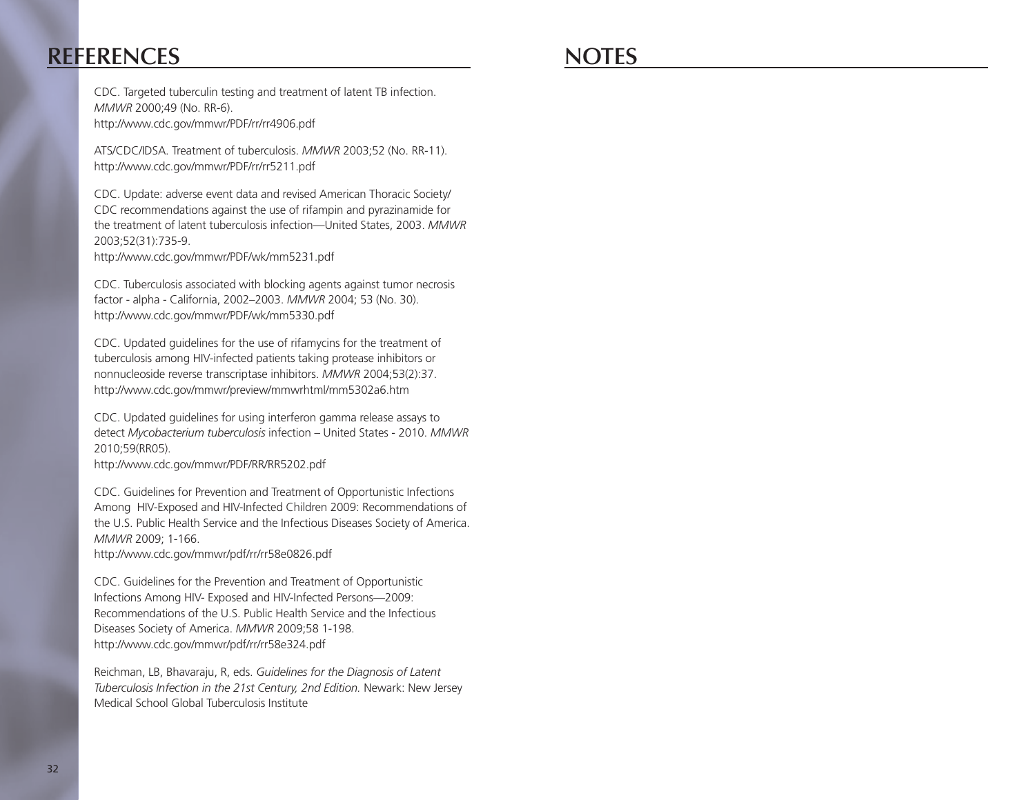# REFERENCES

CDC. Targeted tuberculin testing and treatment of latent TB infection. *MMWR* 2000;49 (No. RR-6).
http://www.cdc.gov/mmwr/PDF/rr/rr4906.pdf

ATS/CDC/IDSA. Treatment of tuberculosis. *MMWR* 2003;52 (No. RR-11).
http://www.cdc.gov/mmwr/PDF/rr/rr5211.pdf

CDC. Update: adverse event data and revised American Thoracic Society/ CDC recommendations against the use of rifampin and pyrazinamide for the treatment of latent tuberculosis infection—United States, 2003. *MMWR* 2003;52(31):735-9.
http://www.cdc.gov/mmwr/PDF/wk/mm5231.pdf

CDC. Tuberculosis associated with blocking agents against tumor necrosis factor - alpha - California, 2002–2003. *MMWR* 2004; 53 (No. 30).
http://www.cdc.gov/mmwr/PDF/wk/mm5330.pdf

CDC. Updated guidelines for the use of rifamycins for the treatment of tuberculosis among HIV-infected patients taking protease inhibitors or nonnucleoside reverse transcriptase inhibitors. *MMWR* 2004;53(2):37.
http://www.cdc.gov/mmwr/preview/mmwrhtml/mm5302a6.htm

CDC. Updated guidelines for using interferon gamma release assays to detect *Mycobacterium tuberculosis* infection – United States - 2010. *MMWR* 2010;59(RR05).
http://www.cdc.gov/mmwr/PDF/RR/RR5202.pdf

CDC. Guidelines for Prevention and Treatment of Opportunistic Infections Among HIV-Exposed and HIV-Infected Children 2009: Recommendations of the U.S. Public Health Service and the Infectious Diseases Society of America. *MMWR* 2009; 1-166.
http://www.cdc.gov/mmwr/pdf/rr/rr58e0826.pdf

CDC. Guidelines for the Prevention and Treatment of Opportunistic Infections Among HIV- Exposed and HIV-Infected Persons—2009: Recommendations of the U.S. Public Health Service and the Infectious Diseases Society of America. *MMWR* 2009;58 1-198.
http://www.cdc.gov/mmwr/pdf/rr/rr58e324.pdf

Reichman, LB, Bhavaraju, R, eds. *Guidelines for the Diagnosis of Latent Tuberculosis Infection in the 21st Century, 2nd Edition.* Newark: New Jersey Medical School Global Tuberculosis Institute

# NOTES